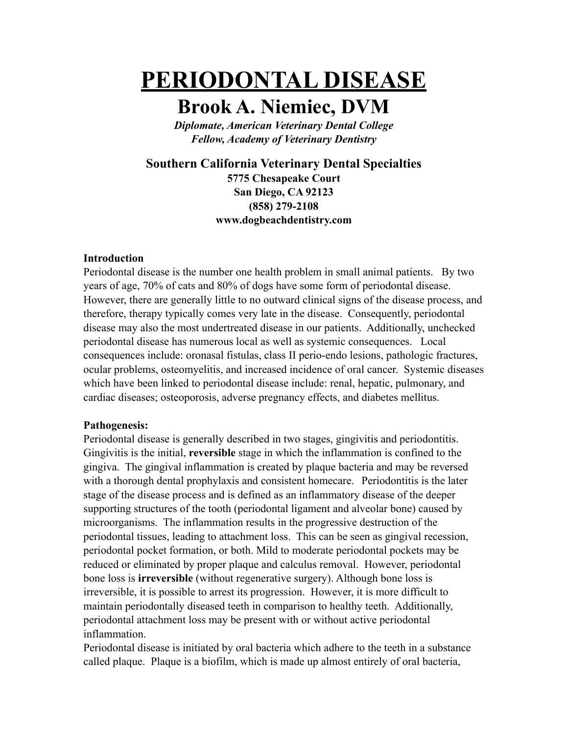# PERIODONTAL DISEASE

## Brook A. Niemiec, DVM

*Diplomate, American Veterinary Dental College*
*Fellow, Academy of Veterinary Dentistry*

**Southern California Veterinary Dental Specialties**
**5775 Chesapeake Court**
**San Diego, CA 92123**
**(858) 279-2108**
**www.dogbeachdentistry.com**

**Introduction**

Periodontal disease is the number one health problem in small animal patients. By two years of age, 70% of cats and 80% of dogs have some form of periodontal disease. However, there are generally little to no outward clinical signs of the disease process, and therefore, therapy typically comes very late in the disease. Consequently, periodontal disease may also the most undertreated disease in our patients. Additionally, unchecked periodontal disease has numerous local as well as systemic consequences. Local consequences include: oronasal fistulas, class II perio-endo lesions, pathologic fractures, ocular problems, osteomyelitis, and increased incidence of oral cancer. Systemic diseases which have been linked to periodontal disease include: renal, hepatic, pulmonary, and cardiac diseases; osteoporosis, adverse pregnancy effects, and diabetes mellitus.

**Pathogenesis:**

Periodontal disease is generally described in two stages, gingivitis and periodontitis. Gingivitis is the initial, **reversible** stage in which the inflammation is confined to the gingiva. The gingival inflammation is created by plaque bacteria and may be reversed with a thorough dental prophylaxis and consistent homecare. Periodontitis is the later stage of the disease process and is defined as an inflammatory disease of the deeper supporting structures of the tooth (periodontal ligament and alveolar bone) caused by microorganisms. The inflammation results in the progressive destruction of the periodontal tissues, leading to attachment loss. This can be seen as gingival recession, periodontal pocket formation, or both. Mild to moderate periodontal pockets may be reduced or eliminated by proper plaque and calculus removal. However, periodontal bone loss is **irreversible** (without regenerative surgery). Although bone loss is irreversible, it is possible to arrest its progression. However, it is more difficult to maintain periodontally diseased teeth in comparison to healthy teeth. Additionally, periodontal attachment loss may be present with or without active periodontal inflammation.

Periodontal disease is initiated by oral bacteria which adhere to the teeth in a substance called plaque. Plaque is a biofilm, which is made up almost entirely of oral bacteria,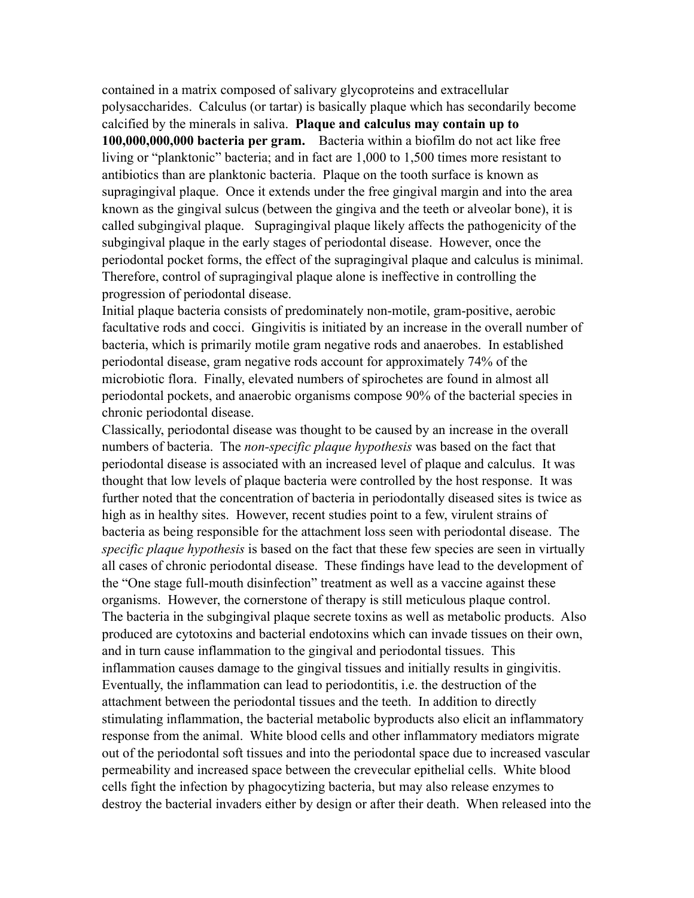contained in a matrix composed of salivary glycoproteins and extracellular polysaccharides. Calculus (or tartar) is basically plaque which has secondarily become calcified by the minerals in saliva. **Plaque and calculus may contain up to 100,000,000,000 bacteria per gram.** Bacteria within a biofilm do not act like free living or "planktonic" bacteria; and in fact are 1,000 to 1,500 times more resistant to antibiotics than are planktonic bacteria. Plaque on the tooth surface is known as supragingival plaque. Once it extends under the free gingival margin and into the area known as the gingival sulcus (between the gingiva and the teeth or alveolar bone), it is called subgingival plaque. Supragingival plaque likely affects the pathogenicity of the subgingival plaque in the early stages of periodontal disease. However, once the periodontal pocket forms, the effect of the supragingival plaque and calculus is minimal. Therefore, control of supragingival plaque alone is ineffective in controlling the progression of periodontal disease.

Initial plaque bacteria consists of predominately non-motile, gram-positive, aerobic facultative rods and cocci. Gingivitis is initiated by an increase in the overall number of bacteria, which is primarily motile gram negative rods and anaerobes. In established periodontal disease, gram negative rods account for approximately 74% of the microbiotic flora. Finally, elevated numbers of spirochetes are found in almost all periodontal pockets, and anaerobic organisms compose 90% of the bacterial species in chronic periodontal disease.

Classically, periodontal disease was thought to be caused by an increase in the overall numbers of bacteria. The *non-specific plaque hypothesis* was based on the fact that periodontal disease is associated with an increased level of plaque and calculus. It was thought that low levels of plaque bacteria were controlled by the host response. It was further noted that the concentration of bacteria in periodontally diseased sites is twice as high as in healthy sites. However, recent studies point to a few, virulent strains of bacteria as being responsible for the attachment loss seen with periodontal disease. The *specific plaque hypothesis* is based on the fact that these few species are seen in virtually all cases of chronic periodontal disease. These findings have lead to the development of the "One stage full-mouth disinfection" treatment as well as a vaccine against these organisms. However, the cornerstone of therapy is still meticulous plaque control.

The bacteria in the subgingival plaque secrete toxins as well as metabolic products. Also produced are cytotoxins and bacterial endotoxins which can invade tissues on their own, and in turn cause inflammation to the gingival and periodontal tissues. This inflammation causes damage to the gingival tissues and initially results in gingivitis. Eventually, the inflammation can lead to periodontitis, i.e. the destruction of the attachment between the periodontal tissues and the teeth. In addition to directly stimulating inflammation, the bacterial metabolic byproducts also elicit an inflammatory response from the animal. White blood cells and other inflammatory mediators migrate out of the periodontal soft tissues and into the periodontal space due to increased vascular permeability and increased space between the crevecular epithelial cells. White blood cells fight the infection by phagocytizing bacteria, but may also release enzymes to destroy the bacterial invaders either by design or after their death. When released into the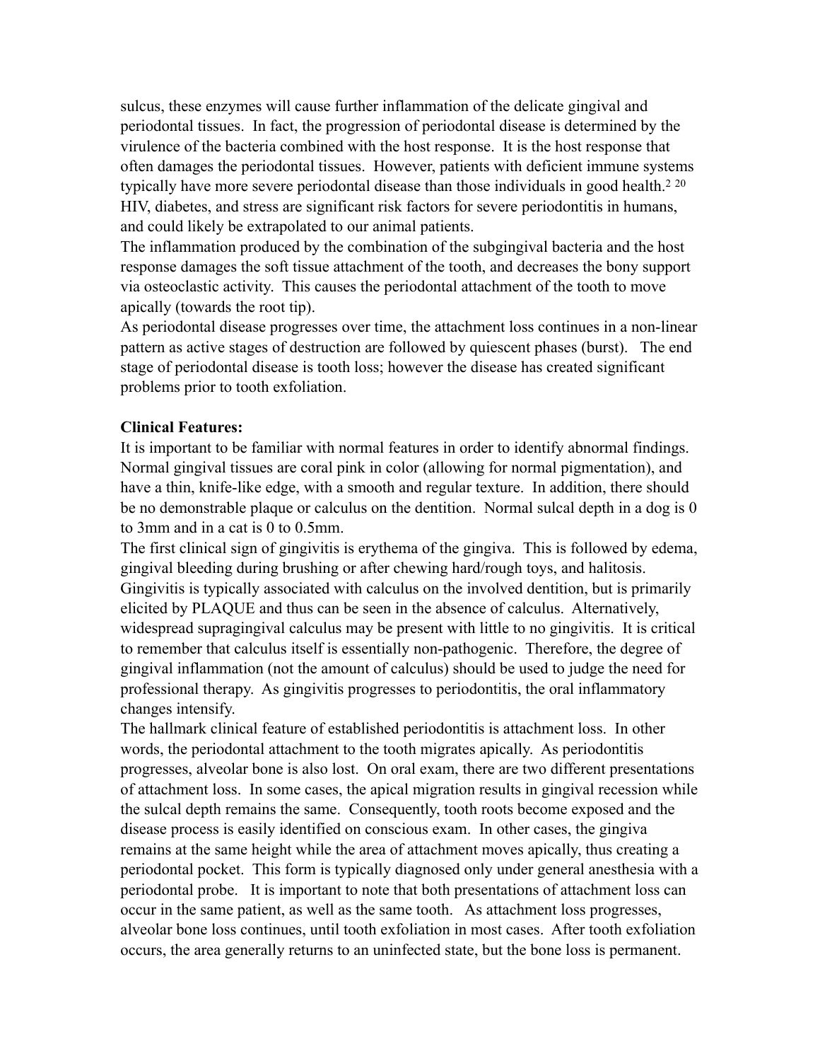sulcus, these enzymes will cause further inflammation of the delicate gingival and periodontal tissues. In fact, the progression of periodontal disease is determined by the virulence of the bacteria combined with the host response. It is the host response that often damages the periodontal tissues. However, patients with deficient immune systems typically have more severe periodontal disease than those individuals in good health.[2 20] HIV, diabetes, and stress are significant risk factors for severe periodontitis in humans, and could likely be extrapolated to our animal patients.

The inflammation produced by the combination of the subgingival bacteria and the host response damages the soft tissue attachment of the tooth, and decreases the bony support via osteoclastic activity. This causes the periodontal attachment of the tooth to move apically (towards the root tip).

As periodontal disease progresses over time, the attachment loss continues in a non-linear pattern as active stages of destruction are followed by quiescent phases (burst). The end stage of periodontal disease is tooth loss; however the disease has created significant problems prior to tooth exfoliation.

**Clinical Features:**

It is important to be familiar with normal features in order to identify abnormal findings. Normal gingival tissues are coral pink in color (allowing for normal pigmentation), and have a thin, knife-like edge, with a smooth and regular texture. In addition, there should be no demonstrable plaque or calculus on the dentition. Normal sulcal depth in a dog is 0 to 3mm and in a cat is 0 to 0.5mm.

The first clinical sign of gingivitis is erythema of the gingiva. This is followed by edema, gingival bleeding during brushing or after chewing hard/rough toys, and halitosis. Gingivitis is typically associated with calculus on the involved dentition, but is primarily elicited by PLAQUE and thus can be seen in the absence of calculus. Alternatively, widespread supragingival calculus may be present with little to no gingivitis. It is critical to remember that calculus itself is essentially non-pathogenic. Therefore, the degree of gingival inflammation (not the amount of calculus) should be used to judge the need for professional therapy. As gingivitis progresses to periodontitis, the oral inflammatory changes intensify.

The hallmark clinical feature of established periodontitis is attachment loss. In other words, the periodontal attachment to the tooth migrates apically. As periodontitis progresses, alveolar bone is also lost. On oral exam, there are two different presentations of attachment loss. In some cases, the apical migration results in gingival recession while the sulcal depth remains the same. Consequently, tooth roots become exposed and the disease process is easily identified on conscious exam. In other cases, the gingiva remains at the same height while the area of attachment moves apically, thus creating a periodontal pocket. This form is typically diagnosed only under general anesthesia with a periodontal probe. It is important to note that both presentations of attachment loss can occur in the same patient, as well as the same tooth. As attachment loss progresses, alveolar bone loss continues, until tooth exfoliation in most cases. After tooth exfoliation occurs, the area generally returns to an uninfected state, but the bone loss is permanent.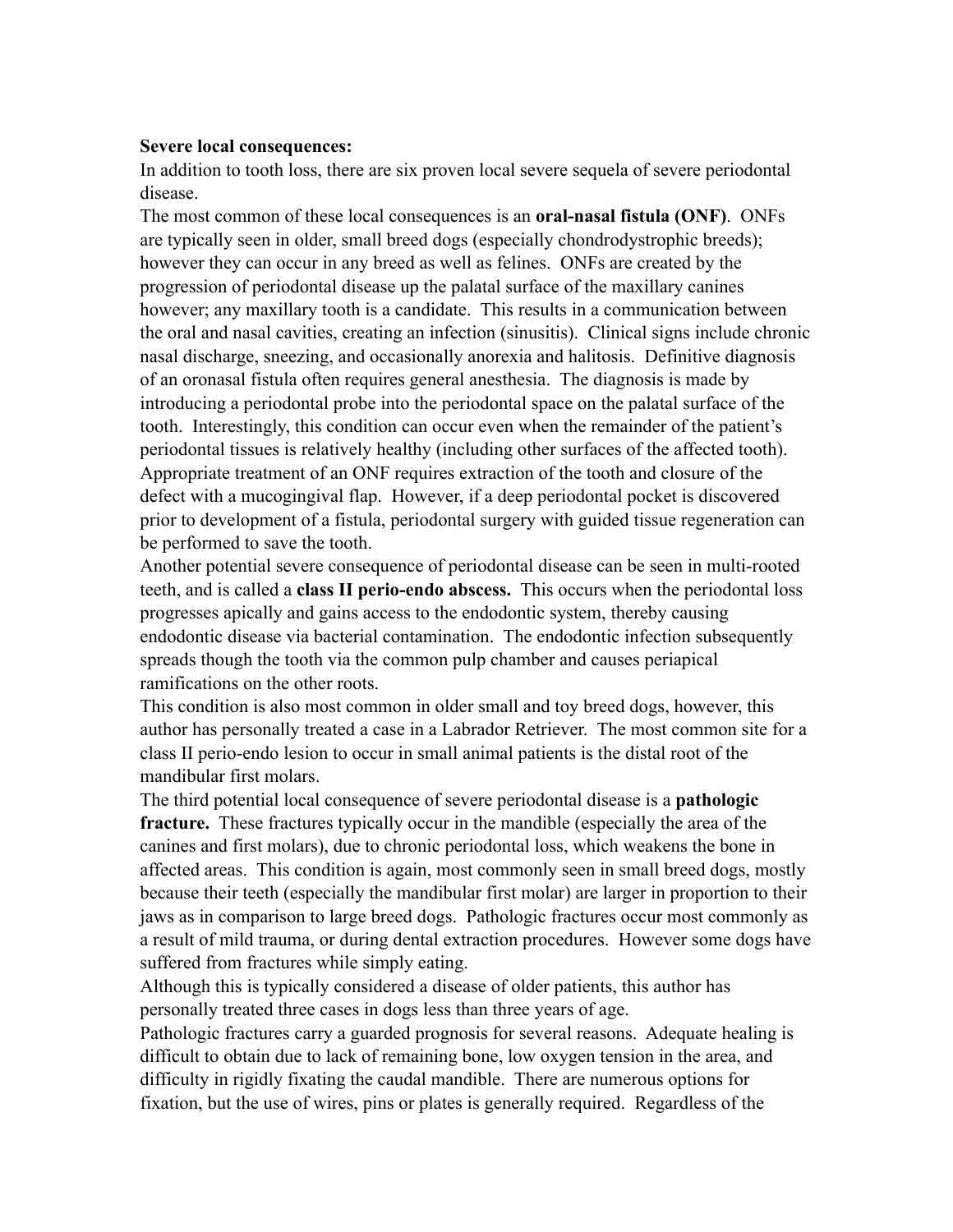**Severe local consequences:**

In addition to tooth loss, there are six proven local severe sequela of severe periodontal disease.

The most common of these local consequences is an **oral-nasal fistula (ONF)**. ONFs are typically seen in older, small breed dogs (especially chondrodystrophic breeds); however they can occur in any breed as well as felines. ONFs are created by the progression of periodontal disease up the palatal surface of the maxillary canines however; any maxillary tooth is a candidate. This results in a communication between the oral and nasal cavities, creating an infection (sinusitis). Clinical signs include chronic nasal discharge, sneezing, and occasionally anorexia and halitosis. Definitive diagnosis of an oronasal fistula often requires general anesthesia. The diagnosis is made by introducing a periodontal probe into the periodontal space on the palatal surface of the tooth. Interestingly, this condition can occur even when the remainder of the patient's periodontal tissues is relatively healthy (including other surfaces of the affected tooth). Appropriate treatment of an ONF requires extraction of the tooth and closure of the defect with a mucogingival flap. However, if a deep periodontal pocket is discovered prior to development of a fistula, periodontal surgery with guided tissue regeneration can be performed to save the tooth.

Another potential severe consequence of periodontal disease can be seen in multi-rooted teeth, and is called a **class II perio-endo abscess.** This occurs when the periodontal loss progresses apically and gains access to the endodontic system, thereby causing endodontic disease via bacterial contamination. The endodontic infection subsequently spreads though the tooth via the common pulp chamber and causes periapical ramifications on the other roots.

This condition is also most common in older small and toy breed dogs, however, this author has personally treated a case in a Labrador Retriever. The most common site for a class II perio-endo lesion to occur in small animal patients is the distal root of the mandibular first molars.

The third potential local consequence of severe periodontal disease is a **pathologic fracture.** These fractures typically occur in the mandible (especially the area of the canines and first molars), due to chronic periodontal loss, which weakens the bone in affected areas. This condition is again, most commonly seen in small breed dogs, mostly because their teeth (especially the mandibular first molar) are larger in proportion to their jaws as in comparison to large breed dogs. Pathologic fractures occur most commonly as a result of mild trauma, or during dental extraction procedures. However some dogs have suffered from fractures while simply eating.

Although this is typically considered a disease of older patients, this author has personally treated three cases in dogs less than three years of age.

Pathologic fractures carry a guarded prognosis for several reasons. Adequate healing is difficult to obtain due to lack of remaining bone, low oxygen tension in the area, and difficulty in rigidly fixating the caudal mandible. There are numerous options for fixation, but the use of wires, pins or plates is generally required. Regardless of the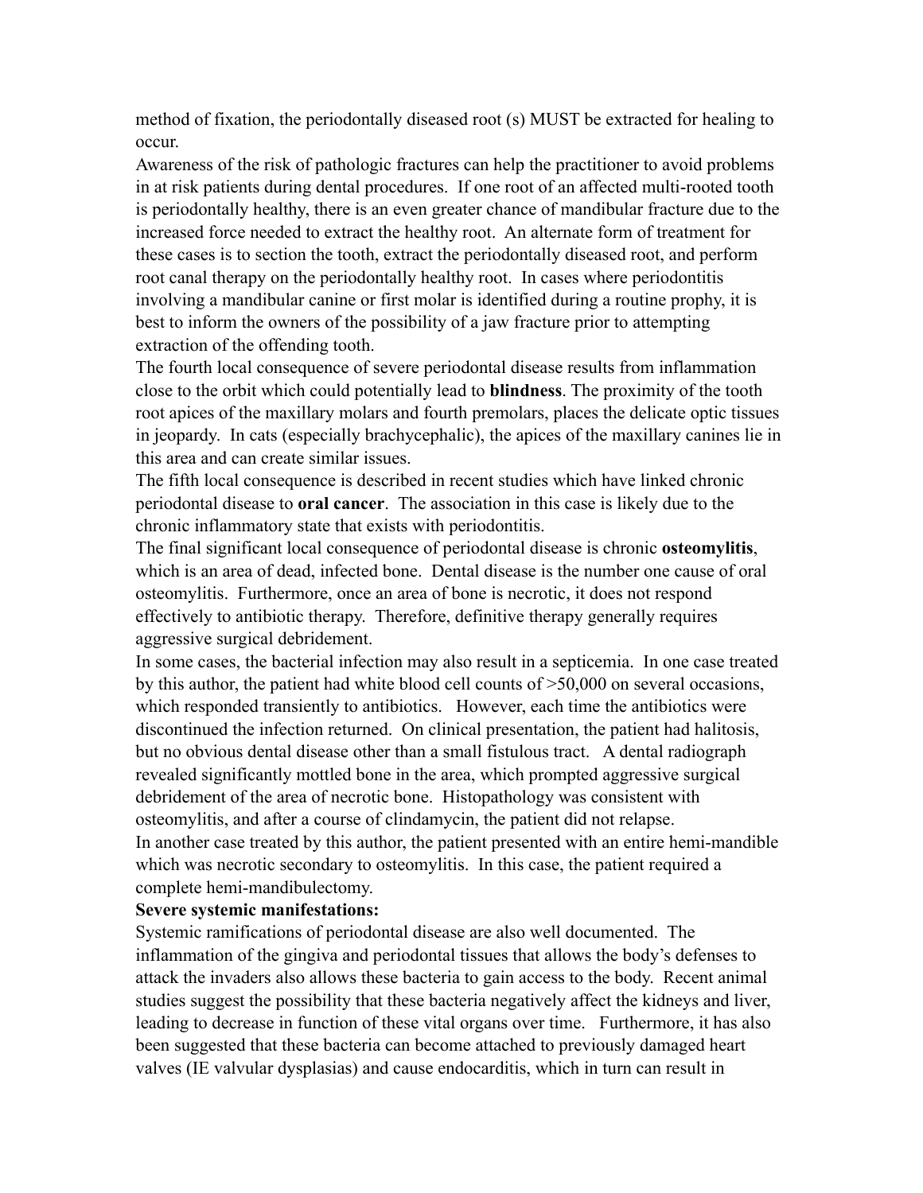method of fixation, the periodontally diseased root (s) MUST be extracted for healing to occur.

Awareness of the risk of pathologic fractures can help the practitioner to avoid problems in at risk patients during dental procedures.  If one root of an affected multi-rooted tooth is periodontally healthy, there is an even greater chance of mandibular fracture due to the increased force needed to extract the healthy root.  An alternate form of treatment for these cases is to section the tooth, extract the periodontally diseased root, and perform root canal therapy on the periodontally healthy root.  In cases where periodontitis involving a mandibular canine or first molar is identified during a routine prophy, it is best to inform the owners of the possibility of a jaw fracture prior to attempting extraction of the offending tooth.

The fourth local consequence of severe periodontal disease results from inflammation close to the orbit which could potentially lead to **blindness**. The proximity of the tooth root apices of the maxillary molars and fourth premolars, places the delicate optic tissues in jeopardy.  In cats (especially brachycephalic), the apices of the maxillary canines lie in this area and can create similar issues.

The fifth local consequence is described in recent studies which have linked chronic periodontal disease to **oral cancer**.  The association in this case is likely due to the chronic inflammatory state that exists with periodontitis.

The final significant local consequence of periodontal disease is chronic **osteomylitis**, which is an area of dead, infected bone.  Dental disease is the number one cause of oral osteomylitis.  Furthermore, once an area of bone is necrotic, it does not respond effectively to antibiotic therapy.  Therefore, definitive therapy generally requires aggressive surgical debridement.

In some cases, the bacterial infection may also result in a septicemia.  In one case treated by this author, the patient had white blood cell counts of >50,000 on several occasions, which responded transiently to antibiotics.   However, each time the antibiotics were discontinued the infection returned.  On clinical presentation, the patient had halitosis, but no obvious dental disease other than a small fistulous tract.   A dental radiograph revealed significantly mottled bone in the area, which prompted aggressive surgical debridement of the area of necrotic bone.  Histopathology was consistent with osteomylitis, and after a course of clindamycin, the patient did not relapse.

In another case treated by this author, the patient presented with an entire hemi-mandible which was necrotic secondary to osteomylitis.  In this case, the patient required a complete hemi-mandibulectomy.

**Severe systemic manifestations:**

Systemic ramifications of periodontal disease are also well documented.  The inflammation of the gingiva and periodontal tissues that allows the body's defenses to attack the invaders also allows these bacteria to gain access to the body.  Recent animal studies suggest the possibility that these bacteria negatively affect the kidneys and liver, leading to decrease in function of these vital organs over time.   Furthermore, it has also been suggested that these bacteria can become attached to previously damaged heart valves (IE valvular dysplasias) and cause endocarditis, which in turn can result in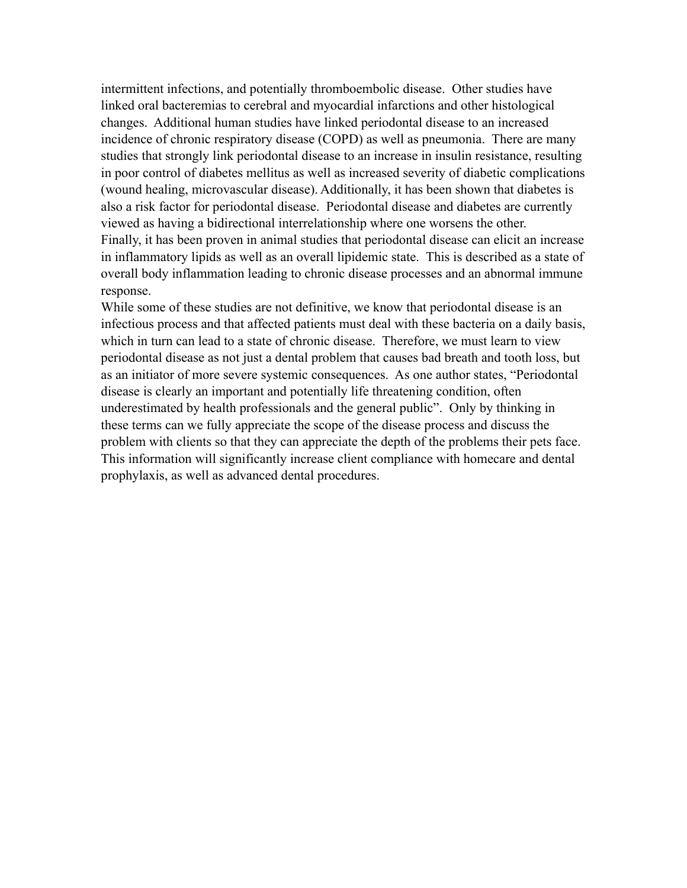intermittent infections, and potentially thromboembolic disease. Other studies have linked oral bacteremias to cerebral and myocardial infarctions and other histological changes. Additional human studies have linked periodontal disease to an increased incidence of chronic respiratory disease (COPD) as well as pneumonia. There are many studies that strongly link periodontal disease to an increase in insulin resistance, resulting in poor control of diabetes mellitus as well as increased severity of diabetic complications (wound healing, microvascular disease). Additionally, it has been shown that diabetes is also a risk factor for periodontal disease. Periodontal disease and diabetes are currently viewed as having a bidirectional interrelationship where one worsens the other.

Finally, it has been proven in animal studies that periodontal disease can elicit an increase in inflammatory lipids as well as an overall lipidemic state. This is described as a state of overall body inflammation leading to chronic disease processes and an abnormal immune response.

While some of these studies are not definitive, we know that periodontal disease is an infectious process and that affected patients must deal with these bacteria on a daily basis, which in turn can lead to a state of chronic disease. Therefore, we must learn to view periodontal disease as not just a dental problem that causes bad breath and tooth loss, but as an initiator of more severe systemic consequences. As one author states, "Periodontal disease is clearly an important and potentially life threatening condition, often underestimated by health professionals and the general public". Only by thinking in these terms can we fully appreciate the scope of the disease process and discuss the problem with clients so that they can appreciate the depth of the problems their pets face. This information will significantly increase client compliance with homecare and dental prophylaxis, as well as advanced dental procedures.